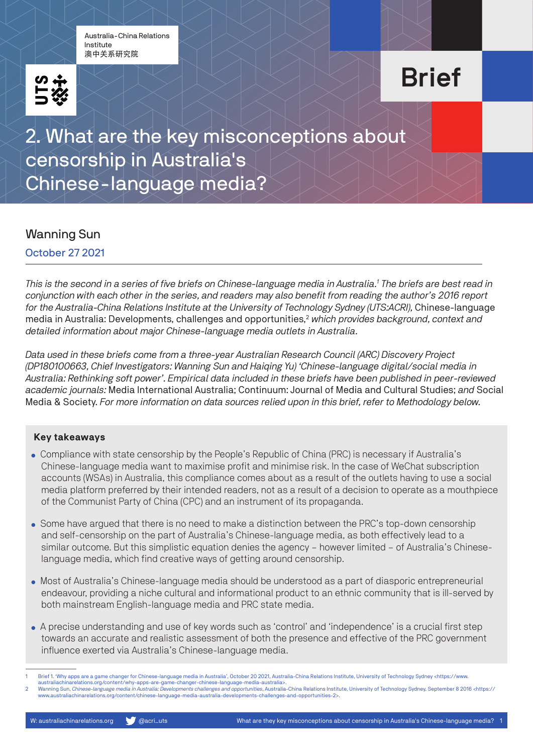Australia-China Relations Institute
澳中关系研究院

Brief

# 2. What are the key misconceptions about censorship in Australia's Chinese-language media?

Wanning Sun

October 27 2021

*This is the second in a series of five briefs on Chinese-language media in Australia.*[1] *The briefs are best read in conjunction with each other in the series, and readers may also benefit from reading the author's 2016 report for the Australia-China Relations Institute at the University of Technology Sydney (UTS:ACRI),* Chinese-language media in Australia: Developments, challenges and opportunities,[2] *which provides background, context and detailed information about major Chinese-language media outlets in Australia.*

*Data used in these briefs come from a three-year Australian Research Council (ARC) Discovery Project (DP180100663, Chief Investigators: Wanning Sun and Haiqing Yu) 'Chinese-language digital/social media in Australia: Rethinking soft power'. Empirical data included in these briefs have been published in peer-reviewed academic journals:* Media International Australia; Continuum: Journal of Media and Cultural Studies; *and* Social Media & Society. *For more information on data sources relied upon in this brief, refer to Methodology below.*

## Key takeaways

- Compliance with state censorship by the People's Republic of China (PRC) is necessary if Australia's Chinese-language media want to maximise profit and minimise risk. In the case of WeChat subscription accounts (WSAs) in Australia, this compliance comes about as a result of the outlets having to use a social media platform preferred by their intended readers, not as a result of a decision to operate as a mouthpiece of the Communist Party of China (CPC) and an instrument of its propaganda.
- Some have argued that there is no need to make a distinction between the PRC's top-down censorship and self-censorship on the part of Australia's Chinese-language media, as both effectively lead to a similar outcome. But this simplistic equation denies the agency – however limited – of Australia's Chinese-language media, which find creative ways of getting around censorship.
- Most of Australia's Chinese-language media should be understood as a part of diasporic entrepreneurial endeavour, providing a niche cultural and informational product to an ethnic community that is ill-served by both mainstream English-language media and PRC state media.
- A precise understanding and use of key words such as 'control' and 'independence' is a crucial first step towards an accurate and realistic assessment of both the presence and effective of the PRC government influence exerted via Australia's Chinese-language media.

---

1 Brief 1. 'Why apps are a game changer for Chinese-language media in Australia', October 20 2021, Australia-China Relations Institute, University of Technology Sydney <https://www.australiachinarelations.org/content/why-apps-are-game-changer-chinese-language-media-australia>.

2 Wanning Sun, *Chinese-language media in Australia: Developments challenges and opportunities*, Australia-China Relations Institute, University of Technology Sydney, September 8 2016 <https://www.australiachinarelations.org/content/chinese-language-media-australia-developments-challenges-and-opportunities-2>.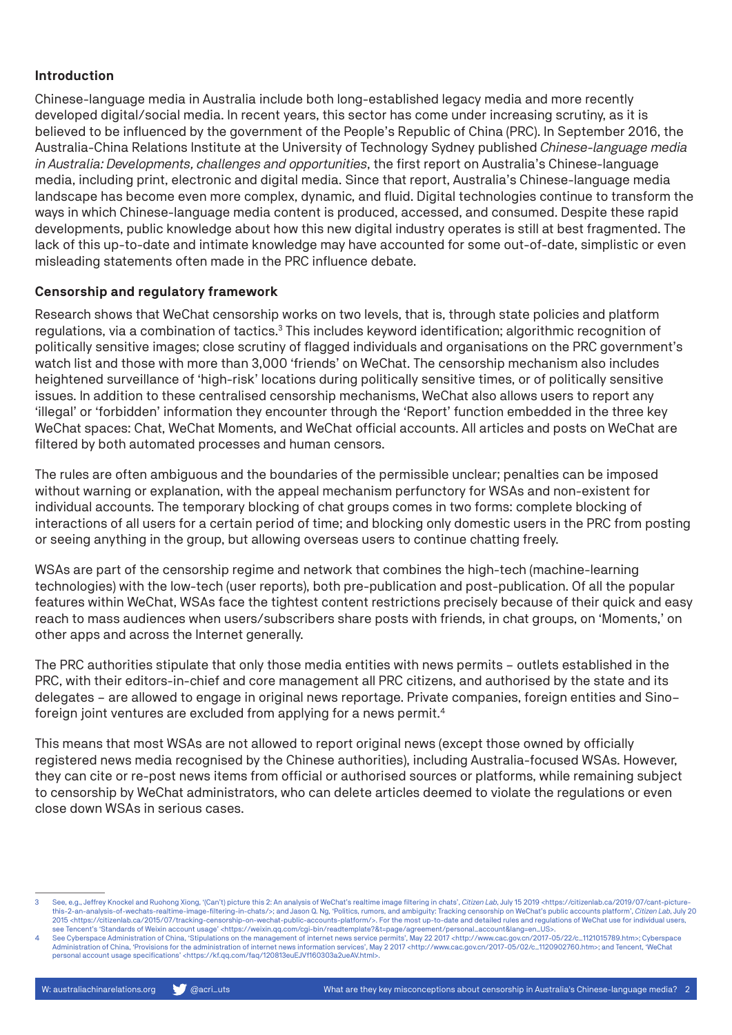## Introduction

Chinese-language media in Australia include both long-established legacy media and more recently developed digital/social media. In recent years, this sector has come under increasing scrutiny, as it is believed to be influenced by the government of the People's Republic of China (PRC). In September 2016, the Australia-China Relations Institute at the University of Technology Sydney published *Chinese-language media in Australia: Developments, challenges and opportunities*, the first report on Australia's Chinese-language media, including print, electronic and digital media. Since that report, Australia's Chinese-language media landscape has become even more complex, dynamic, and fluid. Digital technologies continue to transform the ways in which Chinese-language media content is produced, accessed, and consumed. Despite these rapid developments, public knowledge about how this new digital industry operates is still at best fragmented. The lack of this up-to-date and intimate knowledge may have accounted for some out-of-date, simplistic or even misleading statements often made in the PRC influence debate.

## Censorship and regulatory framework

Research shows that WeChat censorship works on two levels, that is, through state policies and platform regulations, via a combination of tactics.[3] This includes keyword identification; algorithmic recognition of politically sensitive images; close scrutiny of flagged individuals and organisations on the PRC government's watch list and those with more than 3,000 'friends' on WeChat. The censorship mechanism also includes heightened surveillance of 'high-risk' locations during politically sensitive times, or of politically sensitive issues. In addition to these centralised censorship mechanisms, WeChat also allows users to report any 'illegal' or 'forbidden' information they encounter through the 'Report' function embedded in the three key WeChat spaces: Chat, WeChat Moments, and WeChat official accounts. All articles and posts on WeChat are filtered by both automated processes and human censors.

The rules are often ambiguous and the boundaries of the permissible unclear; penalties can be imposed without warning or explanation, with the appeal mechanism perfunctory for WSAs and non-existent for individual accounts. The temporary blocking of chat groups comes in two forms: complete blocking of interactions of all users for a certain period of time; and blocking only domestic users in the PRC from posting or seeing anything in the group, but allowing overseas users to continue chatting freely.

WSAs are part of the censorship regime and network that combines the high-tech (machine-learning technologies) with the low-tech (user reports), both pre-publication and post-publication. Of all the popular features within WeChat, WSAs face the tightest content restrictions precisely because of their quick and easy reach to mass audiences when users/subscribers share posts with friends, in chat groups, on 'Moments,' on other apps and across the Internet generally.

The PRC authorities stipulate that only those media entities with news permits – outlets established in the PRC, with their editors-in-chief and core management all PRC citizens, and authorised by the state and its delegates – are allowed to engage in original news reportage. Private companies, foreign entities and Sino–foreign joint ventures are excluded from applying for a news permit.[4]

This means that most WSAs are not allowed to report original news (except those owned by officially registered news media recognised by the Chinese authorities), including Australia-focused WSAs. However, they can cite or re-post news items from official or authorised sources or platforms, while remaining subject to censorship by WeChat administrators, who can delete articles deemed to violate the regulations or even close down WSAs in serious cases.

---

3 See, e.g., Jeffrey Knockel and Ruohong Xiong, '(Can't) picture this 2: An analysis of WeChat's realtime image filtering in chats', *Citizen Lab*, July 15 2019 <https://citizenlab.ca/2019/07/cant-picture-this-2-an-analysis-of-wechats-realtime-image-filtering-in-chats/>; and Jason Q. Ng, 'Politics, rumors, and ambiguity: Tracking censorship on WeChat's public accounts platform', *Citizen Lab*, July 20 2015 <https://citizenlab.ca/2015/07/tracking-censorship-on-wechat-public-accounts-platform/>. For the most up-to-date and detailed rules and regulations of WeChat use for individual users, see Tencent's 'Standards of Weixin account usage' <https://weixin.qq.com/cgi-bin/readtemplate?&t=page/agreement/personal_account&lang=en_US>.

4 See Cyberspace Administration of China, 'Stipulations on the management of internet news service permits', May 22 2017 <http://www.cac.gov.cn/2017-05/22/c_1121015789.htm>; Cyberspace Administration of China, 'Provisions for the administration of internet news information services', May 2 2017 <http://www.cac.gov.cn/2017-05/02/c_1120902760.htm>; and Tencent, 'WeChat personal account usage specifications' <https://kf.qq.com/faq/120813euEJVf160303a2ueAV.html>.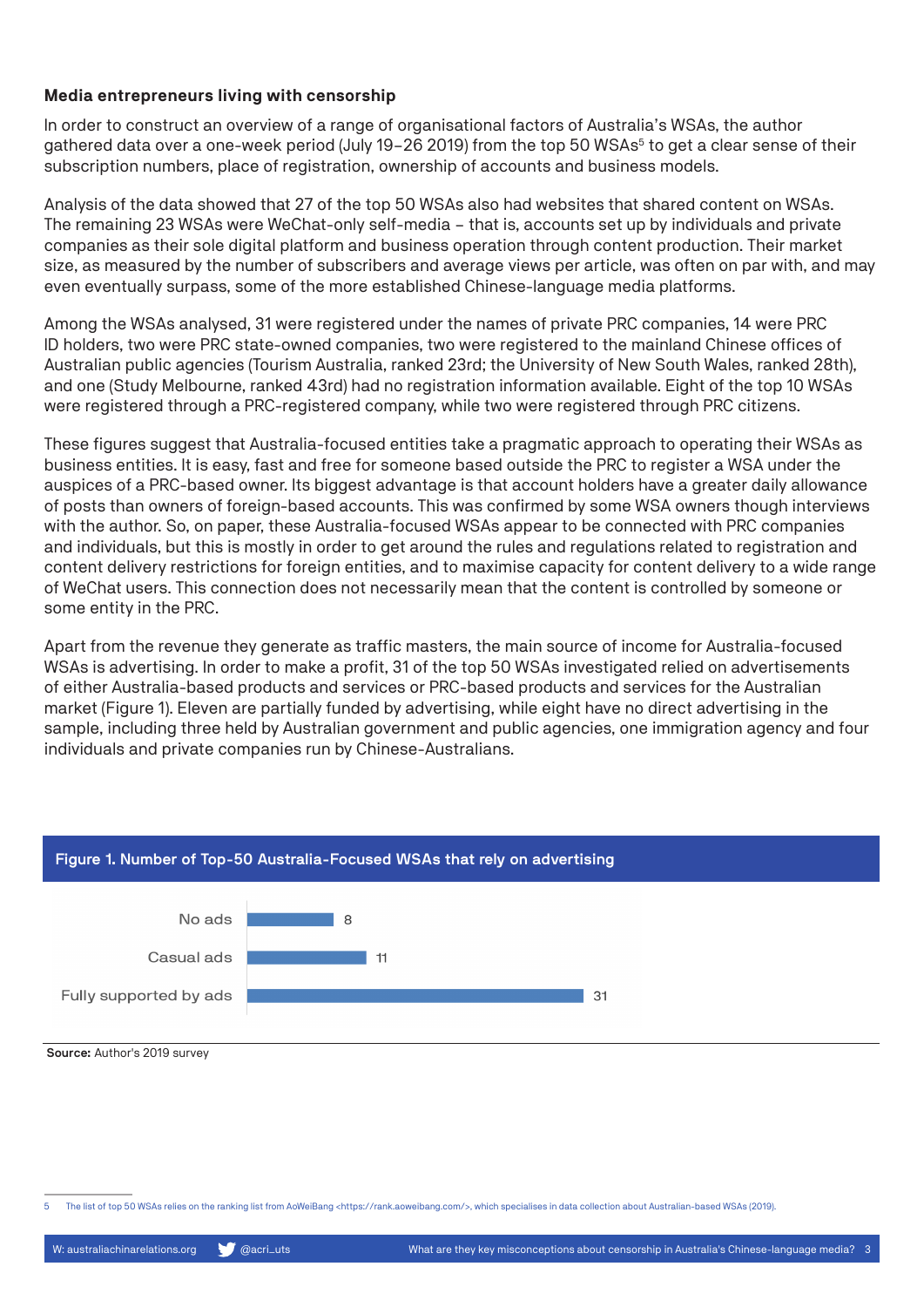### Media entrepreneurs living with censorship

In order to construct an overview of a range of organisational factors of Australia's WSAs, the author gathered data over a one-week period (July 19–26 2019) from the top 50 WSAs[5] to get a clear sense of their subscription numbers, place of registration, ownership of accounts and business models.

Analysis of the data showed that 27 of the top 50 WSAs also had websites that shared content on WSAs. The remaining 23 WSAs were WeChat-only self-media – that is, accounts set up by individuals and private companies as their sole digital platform and business operation through content production. Their market size, as measured by the number of subscribers and average views per article, was often on par with, and may even eventually surpass, some of the more established Chinese-language media platforms.

Among the WSAs analysed, 31 were registered under the names of private PRC companies, 14 were PRC ID holders, two were PRC state-owned companies, two were registered to the mainland Chinese offices of Australian public agencies (Tourism Australia, ranked 23rd; the University of New South Wales, ranked 28th), and one (Study Melbourne, ranked 43rd) had no registration information available. Eight of the top 10 WSAs were registered through a PRC-registered company, while two were registered through PRC citizens.

These figures suggest that Australia-focused entities take a pragmatic approach to operating their WSAs as business entities. It is easy, fast and free for someone based outside the PRC to register a WSA under the auspices of a PRC-based owner. Its biggest advantage is that account holders have a greater daily allowance of posts than owners of foreign-based accounts. This was confirmed by some WSA owners though interviews with the author. So, on paper, these Australia-focused WSAs appear to be connected with PRC companies and individuals, but this is mostly in order to get around the rules and regulations related to registration and content delivery restrictions for foreign entities, and to maximise capacity for content delivery to a wide range of WeChat users. This connection does not necessarily mean that the content is controlled by someone or some entity in the PRC.

Apart from the revenue they generate as traffic masters, the main source of income for Australia-focused WSAs is advertising. In order to make a profit, 31 of the top 50 WSAs investigated relied on advertisements of either Australia-based products and services or PRC-based products and services for the Australian market (Figure 1). Eleven are partially funded by advertising, while eight have no direct advertising in the sample, including three held by Australian government and public agencies, one immigration agency and four individuals and private companies run by Chinese-Australians.

**Figure 1. Number of Top-50 Australia-Focused WSAs that rely on advertising**

| Category | Number |
|---|---|
| No ads | 8 |
| Casual ads | 11 |
| Fully supported by ads | 31 |

**Source:** Author's 2019 survey

---

5 The list of top 50 WSAs relies on the ranking list from AoWeiBang <https://rank.aoweibang.com/>, which specialises in data collection about Australian-based WSAs (2019).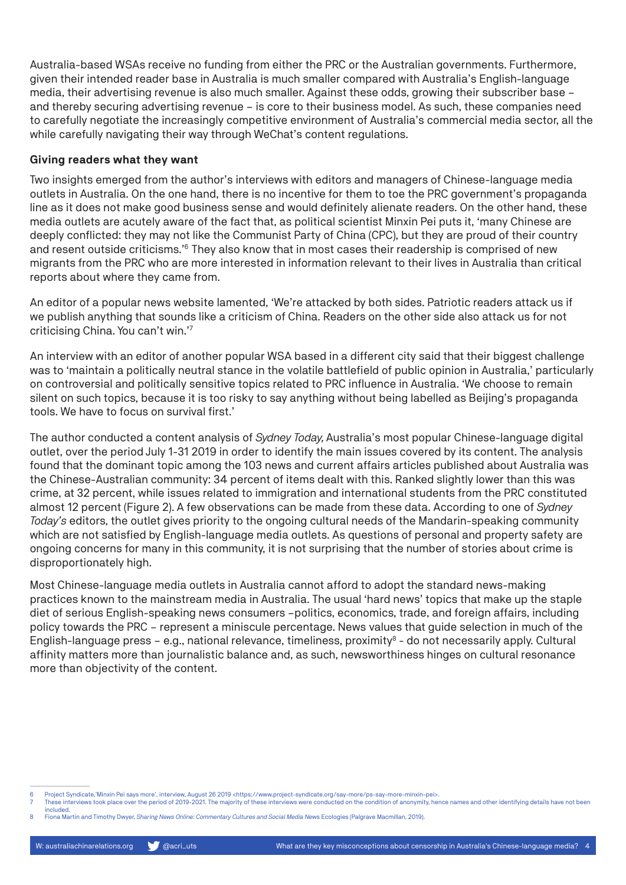Australia-based WSAs receive no funding from either the PRC or the Australian governments. Furthermore, given their intended reader base in Australia is much smaller compared with Australia's English-language media, their advertising revenue is also much smaller. Against these odds, growing their subscriber base – and thereby securing advertising revenue – is core to their business model. As such, these companies need to carefully negotiate the increasingly competitive environment of Australia's commercial media sector, all the while carefully navigating their way through WeChat's content regulations.

**Giving readers what they want**

Two insights emerged from the author's interviews with editors and managers of Chinese-language media outlets in Australia. On the one hand, there is no incentive for them to toe the PRC government's propaganda line as it does not make good business sense and would definitely alienate readers. On the other hand, these media outlets are acutely aware of the fact that, as political scientist Minxin Pei puts it, 'many Chinese are deeply conflicted: they may not like the Communist Party of China (CPC), but they are proud of their country and resent outside criticisms.'[6] They also know that in most cases their readership is comprised of new migrants from the PRC who are more interested in information relevant to their lives in Australia than critical reports about where they came from.

An editor of a popular news website lamented, 'We're attacked by both sides. Patriotic readers attack us if we publish anything that sounds like a criticism of China. Readers on the other side also attack us for not criticising China. You can't win.'[7]

An interview with an editor of another popular WSA based in a different city said that their biggest challenge was to 'maintain a politically neutral stance in the volatile battlefield of public opinion in Australia,' particularly on controversial and politically sensitive topics related to PRC influence in Australia. 'We choose to remain silent on such topics, because it is too risky to say anything without being labelled as Beijing's propaganda tools. We have to focus on survival first.'

The author conducted a content analysis of *Sydney Today,* Australia's most popular Chinese-language digital outlet, over the period July 1-31 2019 in order to identify the main issues covered by its content. The analysis found that the dominant topic among the 103 news and current affairs articles published about Australia was the Chinese-Australian community: 34 percent of items dealt with this. Ranked slightly lower than this was crime, at 32 percent, while issues related to immigration and international students from the PRC constituted almost 12 percent (Figure 2). A few observations can be made from these data. According to one of *Sydney Today's* editors, the outlet gives priority to the ongoing cultural needs of the Mandarin-speaking community which are not satisfied by English-language media outlets. As questions of personal and property safety are ongoing concerns for many in this community, it is not surprising that the number of stories about crime is disproportionately high.

Most Chinese-language media outlets in Australia cannot afford to adopt the standard news-making practices known to the mainstream media in Australia. The usual 'hard news' topics that make up the staple diet of serious English-speaking news consumers –politics, economics, trade, and foreign affairs, including policy towards the PRC – represent a miniscule percentage. News values that guide selection in much of the English-language press – e.g., national relevance, timeliness, proximity[8] - do not necessarily apply. Cultural affinity matters more than journalistic balance and, as such, newsworthiness hinges on cultural resonance more than objectivity of the content.

---

6 Project Syndicate,'Minxin Pei says more', interview, August 26 2019 <https://www.project-syndicate.org/say-more/ps-say-more-minxin-pei>.

7 These interviews took place over the period of 2019-2021. The majority of these interviews were conducted on the condition of anonymity, hence names and other identifying details have not been included.

8 Fiona Martin and Timothy Dwyer, *Sharing News Online: Commentary Cultures and Social Media News* Ecologies (Palgrave Macmillan, 2019).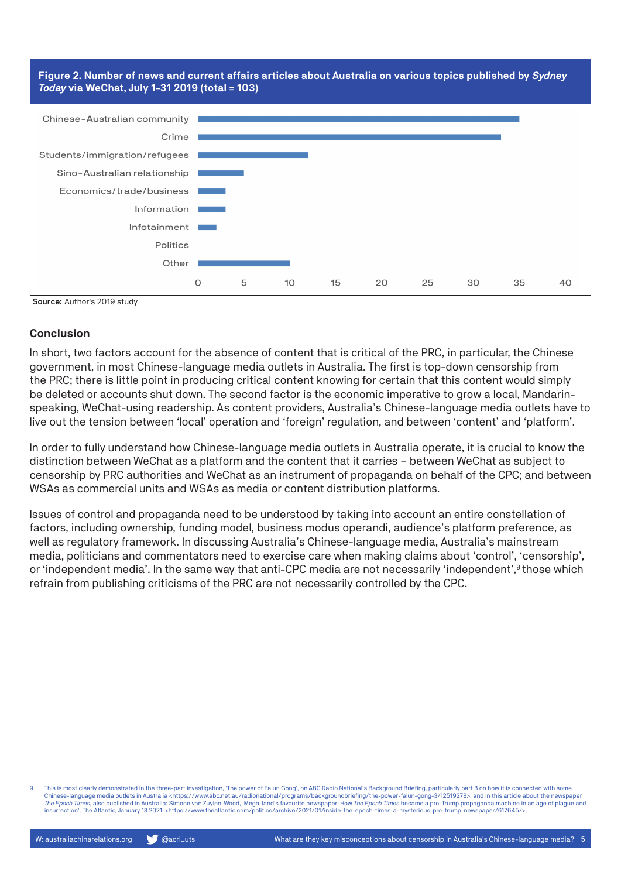**Figure 2. Number of news and current affairs articles about Australia on various topics published by *Sydney Today* via WeChat, July 1-31 2019 (total = 103)**

| Topic | Number of articles |
| --- | --- |
| Chinese-Australian community | 35 |
| Crime | 33 |
| Students/immigration/refugees | 12 |
| Sino-Australian relationship | 5 |
| Economics/trade/business | 3 |
| Information | 3 |
| Infotainment | 2 |
| Politics | 0 |
| Other | 10 |

**Source:** Author's 2019 study

## Conclusion

In short, two factors account for the absence of content that is critical of the PRC, in particular, the Chinese government, in most Chinese-language media outlets in Australia. The first is top-down censorship from the PRC; there is little point in producing critical content knowing for certain that this content would simply be deleted or accounts shut down. The second factor is the economic imperative to grow a local, Mandarin-speaking, WeChat-using readership. As content providers, Australia's Chinese-language media outlets have to live out the tension between 'local' operation and 'foreign' regulation, and between 'content' and 'platform'.

In order to fully understand how Chinese-language media outlets in Australia operate, it is crucial to know the distinction between WeChat as a platform and the content that it carries – between WeChat as subject to censorship by PRC authorities and WeChat as an instrument of propaganda on behalf of the CPC; and between WSAs as commercial units and WSAs as media or content distribution platforms.

Issues of control and propaganda need to be understood by taking into account an entire constellation of factors, including ownership, funding model, business modus operandi, audience's platform preference, as well as regulatory framework. In discussing Australia's Chinese-language media, Australia's mainstream media, politicians and commentators need to exercise care when making claims about 'control', 'censorship', or 'independent media'. In the same way that anti-CPC media are not necessarily 'independent',[9] those which refrain from publishing criticisms of the PRC are not necessarily controlled by the CPC.

---

9 This is most clearly demonstrated in the three-part investigation, 'The power of Falun Gong', on ABC Radio National's Background Briefing, particularly part 3 on how it is connected with some Chinese-language media outlets in Australia <https://www.abc.net.au/radionational/programs/backgroundbriefing/the-power-falun-gong-3/12519278>, and in this article about the newspaper *The Epoch Times*, also published in Australia: Simone van Zuylen-Wood, 'Mega-land's favourite newspaper: How *The Epoch Times* became a pro-Trump propaganda machine in an age of plague and insurrection', The Atlantic, January 13 2021 <https://www.theatlantic.com/politics/archive/2021/01/inside-the-epoch-times-a-mysterious-pro-trump-newspaper/617645/>.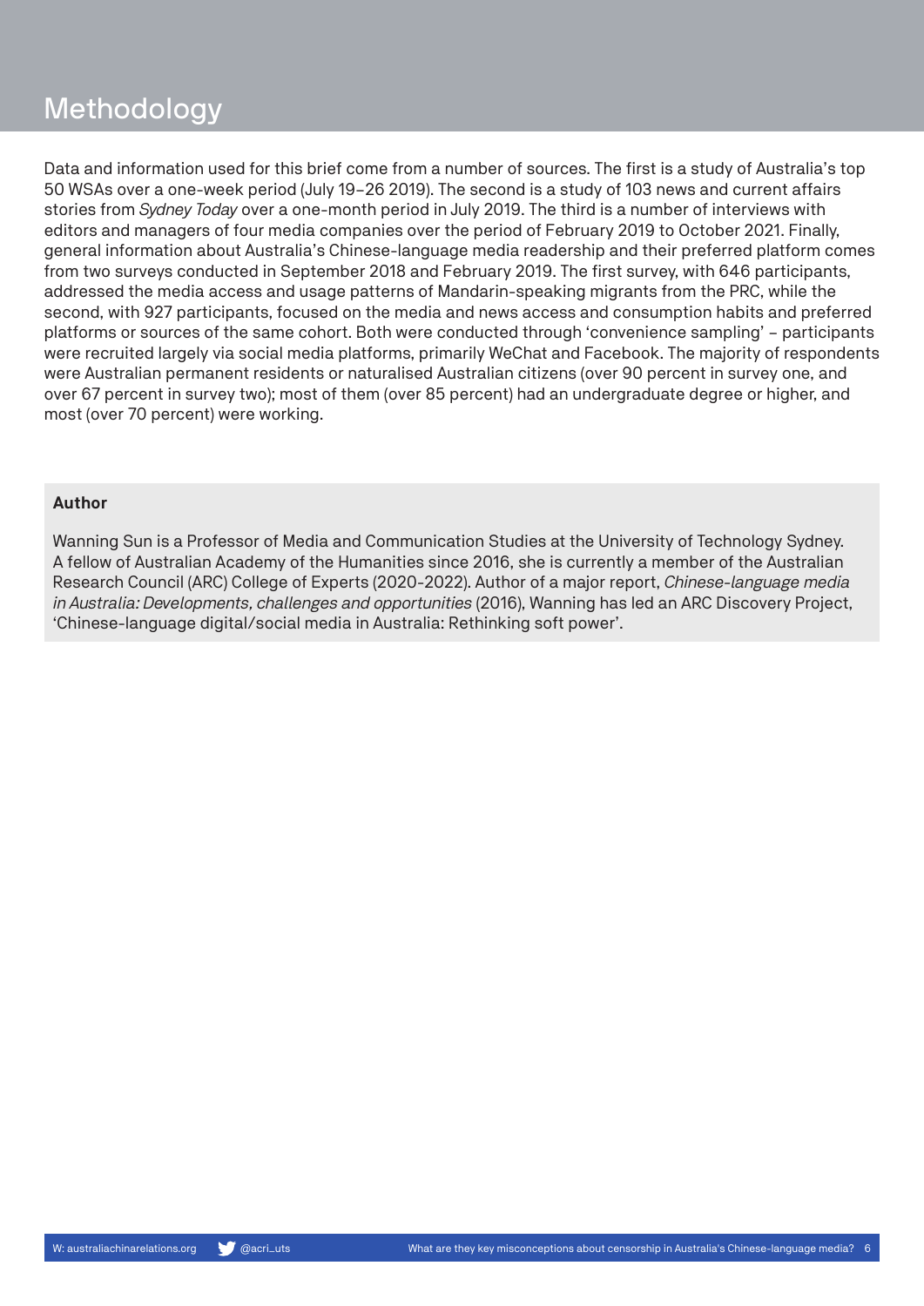# Methodology

Data and information used for this brief come from a number of sources. The first is a study of Australia's top 50 WSAs over a one-week period (July 19–26 2019). The second is a study of 103 news and current affairs stories from *Sydney Today* over a one-month period in July 2019. The third is a number of interviews with editors and managers of four media companies over the period of February 2019 to October 2021. Finally, general information about Australia's Chinese-language media readership and their preferred platform comes from two surveys conducted in September 2018 and February 2019. The first survey, with 646 participants, addressed the media access and usage patterns of Mandarin-speaking migrants from the PRC, while the second, with 927 participants, focused on the media and news access and consumption habits and preferred platforms or sources of the same cohort. Both were conducted through 'convenience sampling' – participants were recruited largely via social media platforms, primarily WeChat and Facebook. The majority of respondents were Australian permanent residents or naturalised Australian citizens (over 90 percent in survey one, and over 67 percent in survey two); most of them (over 85 percent) had an undergraduate degree or higher, and most (over 70 percent) were working.

**Author**

Wanning Sun is a Professor of Media and Communication Studies at the University of Technology Sydney. A fellow of Australian Academy of the Humanities since 2016, she is currently a member of the Australian Research Council (ARC) College of Experts (2020-2022). Author of a major report, *Chinese-language media in Australia: Developments, challenges and opportunities* (2016), Wanning has led an ARC Discovery Project, 'Chinese-language digital/social media in Australia: Rethinking soft power'.